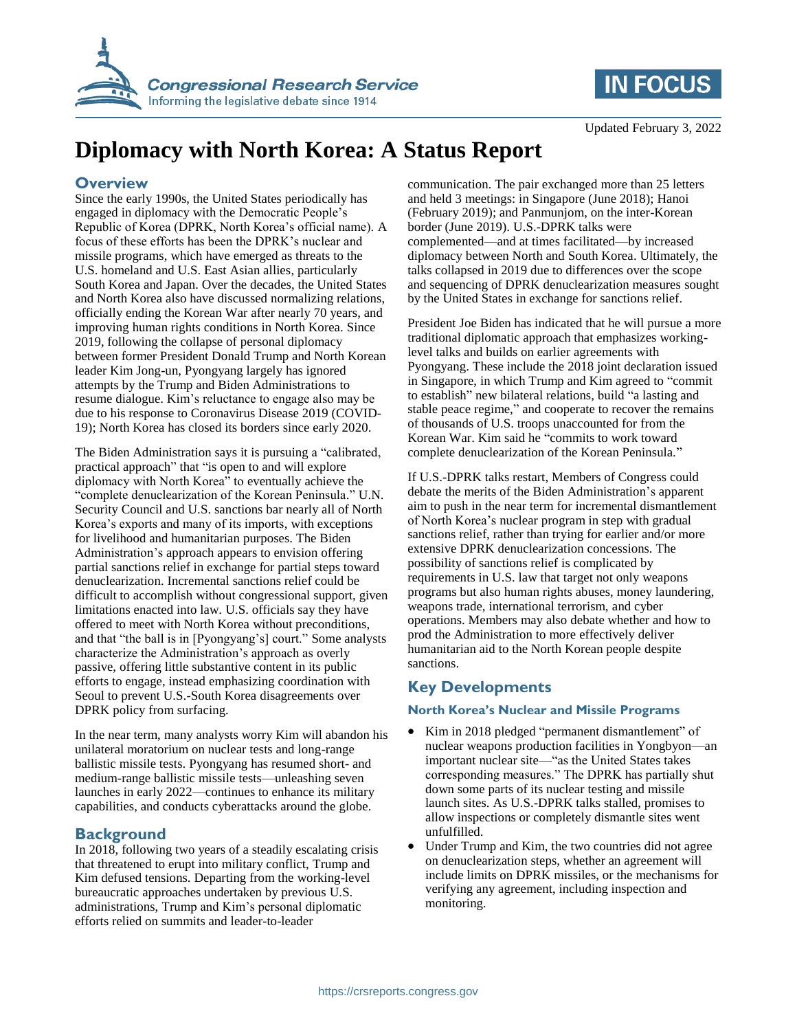Updated February 3, 2022

# Diplomacy with North Korea: A Status Report

## Overview

Since the early 1990s, the United States periodically has engaged in diplomacy with the Democratic People's Republic of Korea (DPRK, North Korea's official name). A focus of these efforts has been the DPRK's nuclear and missile programs, which have emerged as threats to the U.S. homeland and U.S. East Asian allies, particularly South Korea and Japan. Over the decades, the United States and North Korea also have discussed normalizing relations, officially ending the Korean War after nearly 70 years, and improving human rights conditions in North Korea. Since 2019, following the collapse of personal diplomacy between former President Donald Trump and North Korean leader Kim Jong-un, Pyongyang largely has ignored attempts by the Trump and Biden Administrations to resume dialogue. Kim's reluctance to engage also may be due to his response to Coronavirus Disease 2019 (COVID-19); North Korea has closed its borders since early 2020.

The Biden Administration says it is pursuing a "calibrated, practical approach" that "is open to and will explore diplomacy with North Korea" to eventually achieve the "complete denuclearization of the Korean Peninsula." U.N. Security Council and U.S. sanctions bar nearly all of North Korea's exports and many of its imports, with exceptions for livelihood and humanitarian purposes. The Biden Administration's approach appears to envision offering partial sanctions relief in exchange for partial steps toward denuclearization. Incremental sanctions relief could be difficult to accomplish without congressional support, given limitations enacted into law. U.S. officials say they have offered to meet with North Korea without preconditions, and that "the ball is in [Pyongyang's] court." Some analysts characterize the Administration's approach as overly passive, offering little substantive content in its public efforts to engage, instead emphasizing coordination with Seoul to prevent U.S.-South Korea disagreements over DPRK policy from surfacing.

In the near term, many analysts worry Kim will abandon his unilateral moratorium on nuclear tests and long-range ballistic missile tests. Pyongyang has resumed short- and medium-range ballistic missile tests—unleashing seven launches in early 2022—continues to enhance its military capabilities, and conducts cyberattacks around the globe.

## Background

In 2018, following two years of a steadily escalating crisis that threatened to erupt into military conflict, Trump and Kim defused tensions. Departing from the working-level bureaucratic approaches undertaken by previous U.S. administrations, Trump and Kim's personal diplomatic efforts relied on summits and leader-to-leader communication. The pair exchanged more than 25 letters and held 3 meetings: in Singapore (June 2018); Hanoi (February 2019); and Panmunjom, on the inter-Korean border (June 2019). U.S.-DPRK talks were complemented—and at times facilitated—by increased diplomacy between North and South Korea. Ultimately, the talks collapsed in 2019 due to differences over the scope and sequencing of DPRK denuclearization measures sought by the United States in exchange for sanctions relief.

President Joe Biden has indicated that he will pursue a more traditional diplomatic approach that emphasizes working-level talks and builds on earlier agreements with Pyongyang. These include the 2018 joint declaration issued in Singapore, in which Trump and Kim agreed to "commit to establish" new bilateral relations, build "a lasting and stable peace regime," and cooperate to recover the remains of thousands of U.S. troops unaccounted for from the Korean War. Kim said he "commits to work toward complete denuclearization of the Korean Peninsula."

If U.S.-DPRK talks restart, Members of Congress could debate the merits of the Biden Administration's apparent aim to push in the near term for incremental dismantlement of North Korea's nuclear program in step with gradual sanctions relief, rather than trying for earlier and/or more extensive DPRK denuclearization concessions. The possibility of sanctions relief is complicated by requirements in U.S. law that target not only weapons programs but also human rights abuses, money laundering, weapons trade, international terrorism, and cyber operations. Members may also debate whether and how to prod the Administration to more effectively deliver humanitarian aid to the North Korean people despite sanctions.

## Key Developments

### North Korea's Nuclear and Missile Programs

- Kim in 2018 pledged "permanent dismantlement" of nuclear weapons production facilities in Yongbyon—an important nuclear site—"as the United States takes corresponding measures." The DPRK has partially shut down some parts of its nuclear testing and missile launch sites. As U.S.-DPRK talks stalled, promises to allow inspections or completely dismantle sites went unfulfilled.
- Under Trump and Kim, the two countries did not agree on denuclearization steps, whether an agreement will include limits on DPRK missiles, or the mechanisms for verifying any agreement, including inspection and monitoring.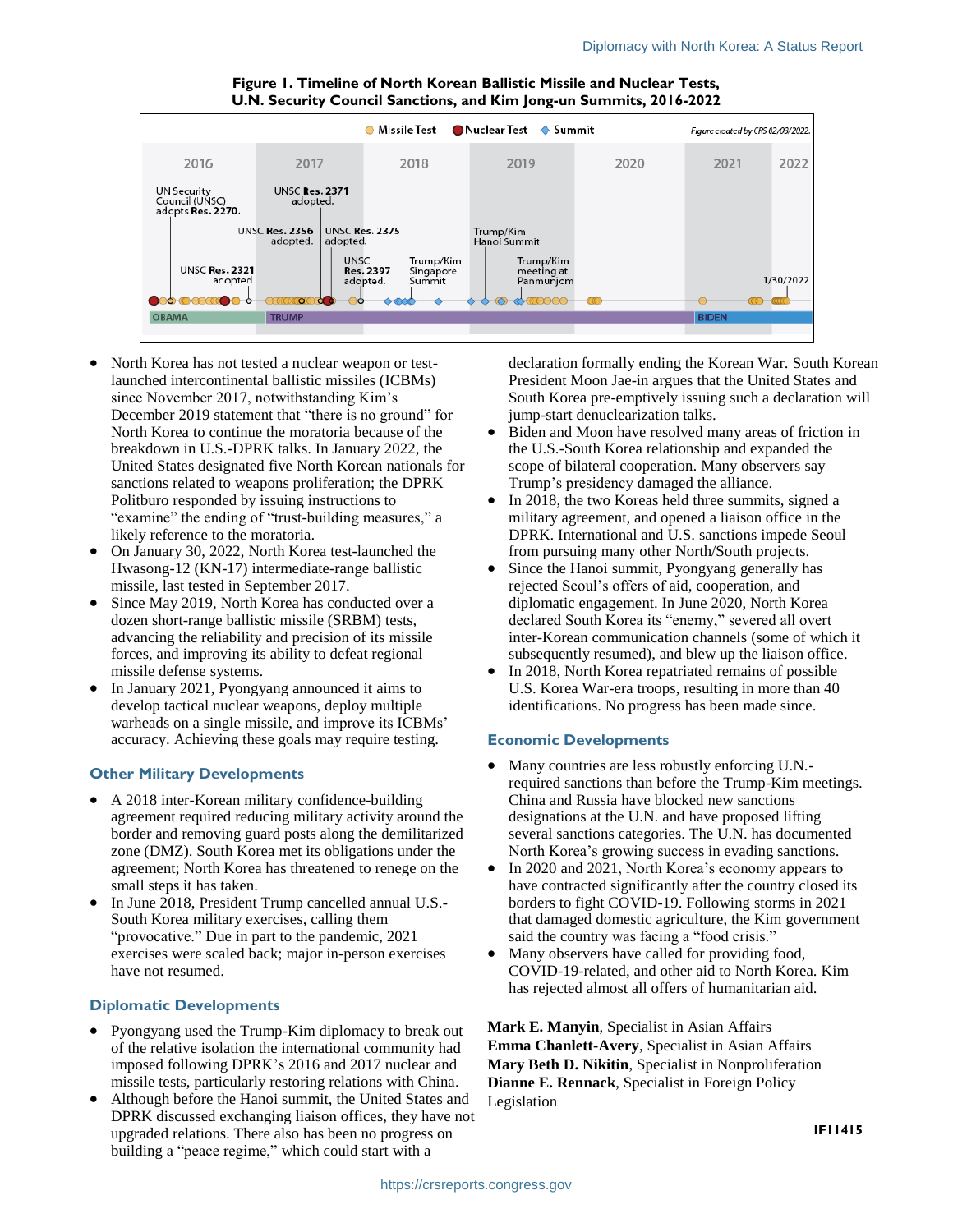**Figure 1. Timeline of North Korean Ballistic Missile and Nuclear Tests, U.N. Security Council Sanctions, and Kim Jong-un Summits, 2016-2022**

Missile Test | Nuclear Test | Summit

*Figure created by CRS 02/03/2022.*

2016 | 2017 | 2018 | 2019 | 2020 | 2021 | 2022

UN Security Council (UNSC) adopts **Res. 2270**.
UNSC **Res. 2321** adopted.
UNSC **Res. 2356** adopted.
UNSC **Res. 2371** adopted.
UNSC **Res. 2375** adopted.
UNSC **Res. 2397** adopted.
Trump/Kim Singapore Summit
Trump/Kim Hanoi Summit
Trump/Kim meeting at Panmunjom
1/30/2022

OBAMA | TRUMP | BIDEN

- North Korea has not tested a nuclear weapon or test-launched intercontinental ballistic missiles (ICBMs) since November 2017, notwithstanding Kim's December 2019 statement that "there is no ground" for North Korea to continue the moratoria because of the breakdown in U.S.-DPRK talks. In January 2022, the United States designated five North Korean nationals for sanctions related to weapons proliferation; the DPRK Politburo responded by issuing instructions to "examine" the ending of "trust-building measures," a likely reference to the moratoria.
- On January 30, 2022, North Korea test-launched the Hwasong-12 (KN-17) intermediate-range ballistic missile, last tested in September 2017.
- Since May 2019, North Korea has conducted over a dozen short-range ballistic missile (SRBM) tests, advancing the reliability and precision of its missile forces, and improving its ability to defeat regional missile defense systems.
- In January 2021, Pyongyang announced it aims to develop tactical nuclear weapons, deploy multiple warheads on a single missile, and improve its ICBMs' accuracy. Achieving these goals may require testing.

## Other Military Developments

- A 2018 inter-Korean military confidence-building agreement required reducing military activity around the border and removing guard posts along the demilitarized zone (DMZ). South Korea met its obligations under the agreement; North Korea has threatened to renege on the small steps it has taken.
- In June 2018, President Trump cancelled annual U.S.-South Korea military exercises, calling them "provocative." Due in part to the pandemic, 2021 exercises were scaled back; major in-person exercises have not resumed.

## Diplomatic Developments

- Pyongyang used the Trump-Kim diplomacy to break out of the relative isolation the international community had imposed following DPRK's 2016 and 2017 nuclear and missile tests, particularly restoring relations with China.
- Although before the Hanoi summit, the United States and DPRK discussed exchanging liaison offices, they have not upgraded relations. There also has been no progress on building a "peace regime," which could start with a declaration formally ending the Korean War. South Korean President Moon Jae-in argues that the United States and South Korea pre-emptively issuing such a declaration will jump-start denuclearization talks.
- Biden and Moon have resolved many areas of friction in the U.S.-South Korea relationship and expanded the scope of bilateral cooperation. Many observers say Trump's presidency damaged the alliance.
- In 2018, the two Koreas held three summits, signed a military agreement, and opened a liaison office in the DPRK. International and U.S. sanctions impede Seoul from pursuing many other North/South projects.
- Since the Hanoi summit, Pyongyang generally has rejected Seoul's offers of aid, cooperation, and diplomatic engagement. In June 2020, North Korea declared South Korea its "enemy," severed all overt inter-Korean communication channels (some of which it subsequently resumed), and blew up the liaison office.
- In 2018, North Korea repatriated remains of possible U.S. Korea War-era troops, resulting in more than 40 identifications. No progress has been made since.

## Economic Developments

- Many countries are less robustly enforcing U.N.-required sanctions than before the Trump-Kim meetings. China and Russia have blocked new sanctions designations at the U.N. and have proposed lifting several sanctions categories. The U.N. has documented North Korea's growing success in evading sanctions.
- In 2020 and 2021, North Korea's economy appears to have contracted significantly after the country closed its borders to fight COVID-19. Following storms in 2021 that damaged domestic agriculture, the Kim government said the country was facing a "food crisis."
- Many observers have called for providing food, COVID-19-related, and other aid to North Korea. Kim has rejected almost all offers of humanitarian aid.

---

**Mark E. Manyin**, Specialist in Asian Affairs
**Emma Chanlett-Avery**, Specialist in Asian Affairs
**Mary Beth D. Nikitin**, Specialist in Nonproliferation
**Dianne E. Rennack**, Specialist in Foreign Policy Legislation

**IF11415**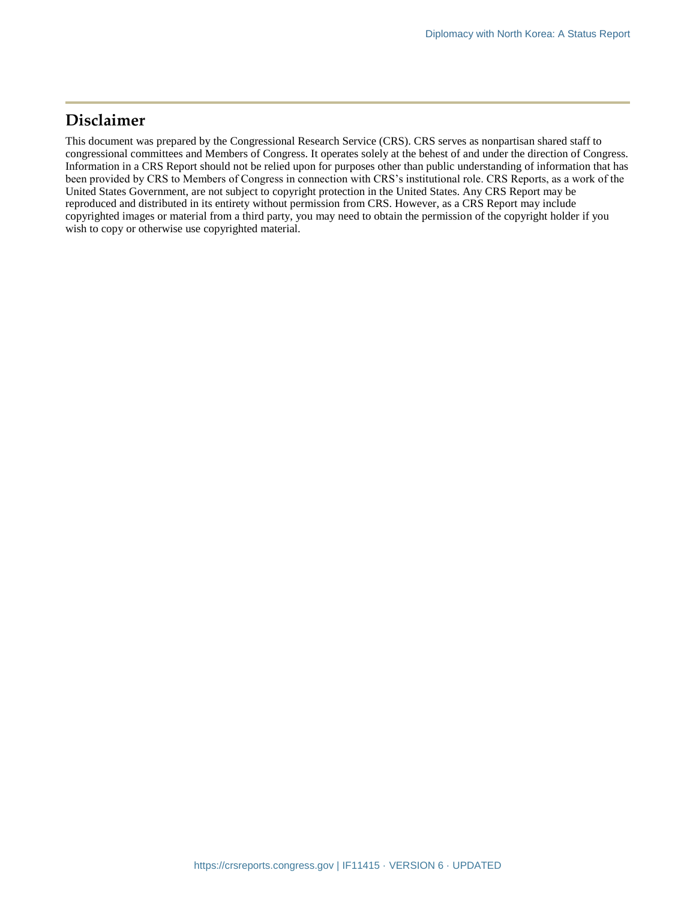## Disclaimer

This document was prepared by the Congressional Research Service (CRS). CRS serves as nonpartisan shared staff to congressional committees and Members of Congress. It operates solely at the behest of and under the direction of Congress. Information in a CRS Report should not be relied upon for purposes other than public understanding of information that has been provided by CRS to Members of Congress in connection with CRS's institutional role. CRS Reports, as a work of the United States Government, are not subject to copyright protection in the United States. Any CRS Report may be reproduced and distributed in its entirety without permission from CRS. However, as a CRS Report may include copyrighted images or material from a third party, you may need to obtain the permission of the copyright holder if you wish to copy or otherwise use copyrighted material.